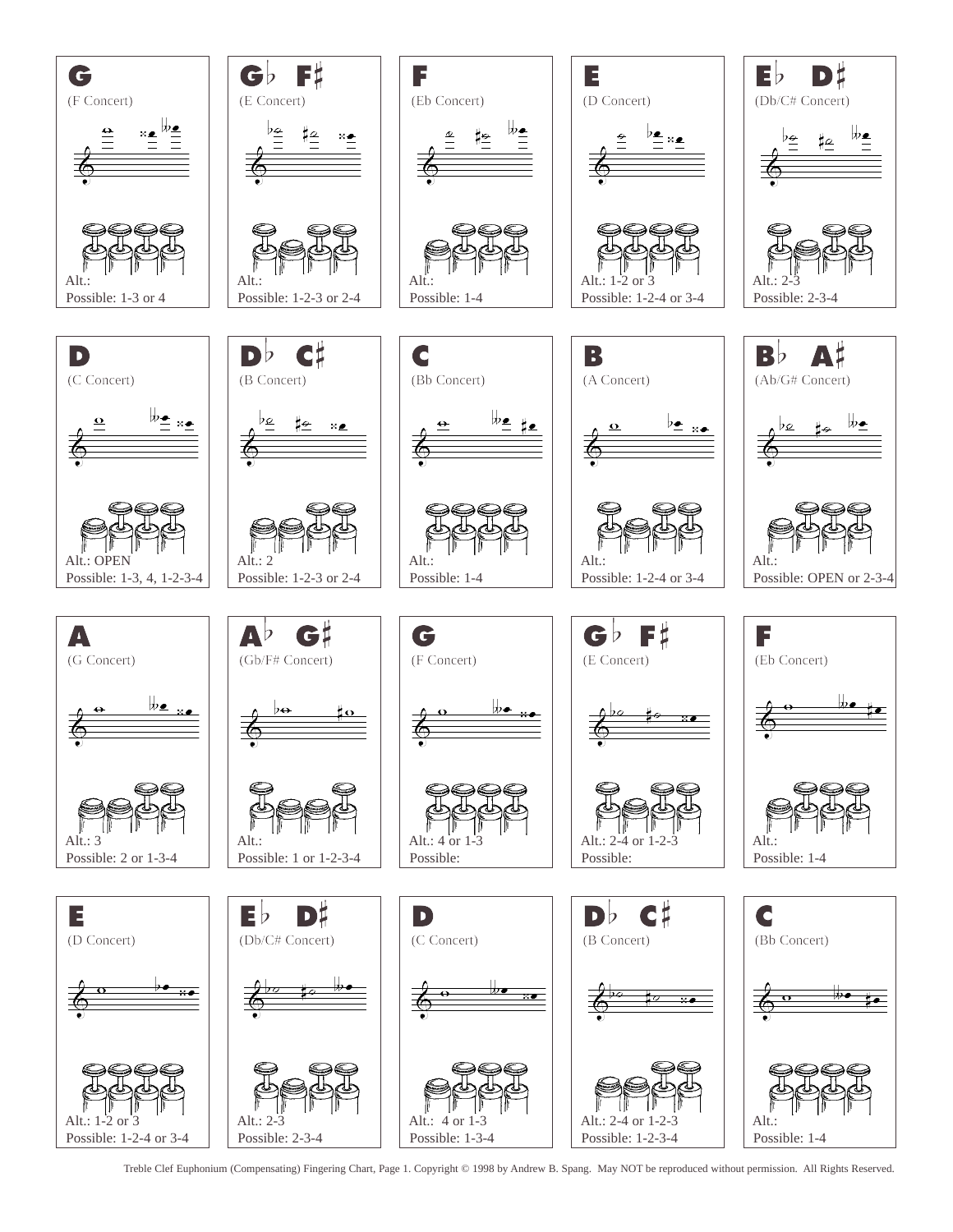**G**
(F Concert)
Alt.:
Possible: 1-3 or 4

**G♭ F♯**
(E Concert)
Alt.:
Possible: 1-2-3 or 2-4

**F**
(Eb Concert)
Alt.:
Possible: 1-4

**E**
(D Concert)
Alt.: 1-2 or 3
Possible: 1-2-4 or 3-4

**E♭ D♯**
(Db/C# Concert)
Alt.: 2-3
Possible: 2-3-4

**D**
(C Concert)
Alt.: OPEN
Possible: 1-3, 4, 1-2-3-4

**D♭ C♯**
(B Concert)
Alt.: 2
Possible: 1-2-3 or 2-4

**C**
(Bb Concert)
Alt.:
Possible: 1-4

**B**
(A Concert)
Alt.:
Possible: 1-2-4 or 3-4

**B♭ A♯**
(Ab/G# Concert)
Alt.:
Possible: OPEN or 2-3-4

**A**
(G Concert)
Alt.: 3
Possible: 2 or 1-3-4

**A♭ G♯**
(Gb/F# Concert)
Alt.:
Possible: 1 or 1-2-3-4

**G**
(F Concert)
Alt.: 4 or 1-3
Possible:

**G♭ F♯**
(E Concert)
Alt.: 2-4 or 1-2-3
Possible:

**F**
(Eb Concert)
Alt.:
Possible: 1-4

**E**
(D Concert)
Alt.: 1-2 or 3
Possible: 1-2-4 or 3-4

**E♭ D♯**
(Db/C# Concert)
Alt.: 2-3
Possible: 2-3-4

**D**
(C Concert)
Alt.: 4 or 1-3
Possible: 1-3-4

**D♭ C♯**
(B Concert)
Alt.: 2-4 or 1-2-3
Possible: 1-2-3-4

**C**
(Bb Concert)
Alt.:
Possible: 1-4

Treble Clef Euphonium (Compensating) Fingering Chart, Page 1. Copyright © 1998 by Andrew B. Spang. May NOT be reproduced without permission. All Rights Reserved.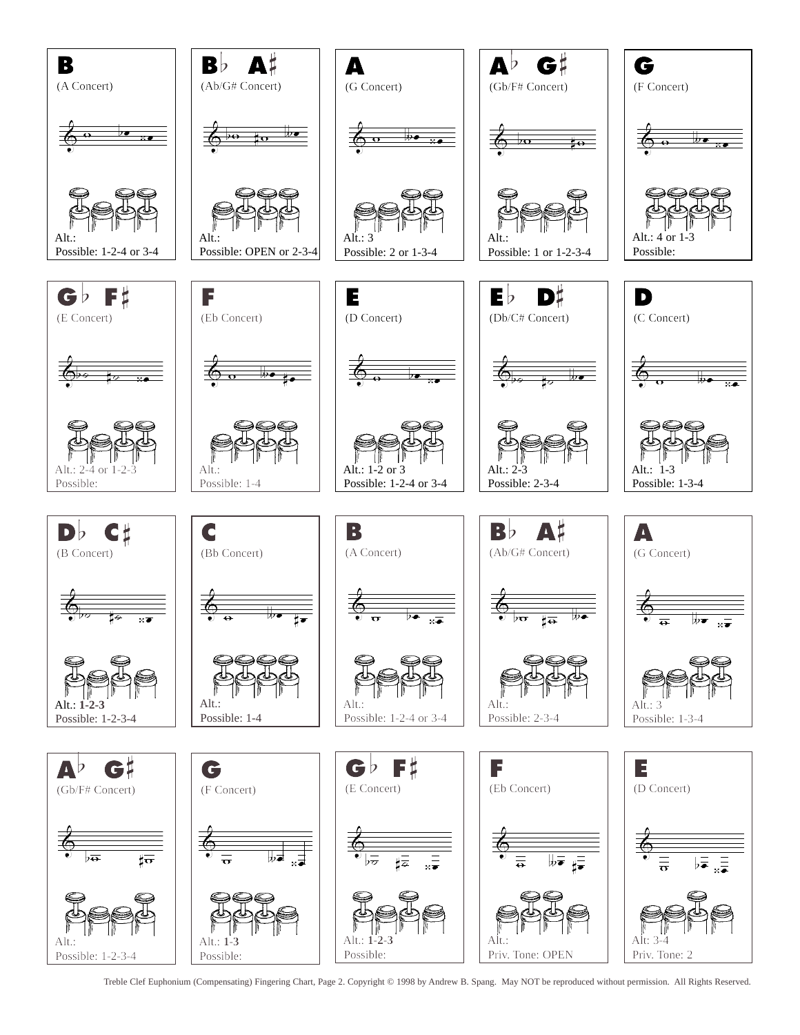| B | B♭ A♯ | A | A♭ G♯ | G |
| --- | --- | --- | --- | --- |
| (A Concert) | (Ab/G# Concert) | (G Concert) | (Gb/F# Concert) | (F Concert) |
| Alt.: | Alt.: | Alt.: 3 | Alt.: | Alt.: 4 or 1-3 |
| Possible: 1-2-4 or 3-4 | Possible: OPEN or 2-3-4 | Possible: 2 or 1-3-4 | Possible: 1 or 1-2-3-4 | Possible: |

| G♭ F♯ | F | E | E♭ D♯ | D |
| --- | --- | --- | --- | --- |
| (E Concert) | (Eb Concert) | (D Concert) | (Db/C# Concert) | (C Concert) |
| Alt.: 2-4 or 1-2-3 | Alt.: | Alt.: 1-2 or 3 | Alt.: 2-3 | Alt.: 1-3 |
| Possible: | Possible: 1-4 | Possible: 1-2-4 or 3-4 | Possible: 2-3-4 | Possible: 1-3-4 |

| D♭ C♯ | C | B | B♭ A♯ | A |
| --- | --- | --- | --- | --- |
| (B Concert) | (Bb Concert) | (A Concert) | (Ab/G# Concert) | (G Concert) |
| Alt.: **1-2-3** | Alt.: | Alt.: | Alt.: | Alt.: 3 |
| Possible: 1-2-3-4 | Possible: 1-4 | Possible: 1-2-4 or 3-4 | Possible: 2-3-4 | Possible: 1-3-4 |

| A♭ G♯ | G | G♭ F♯ | F | E |
| --- | --- | --- | --- | --- |
| (Gb/F# Concert) | (F Concert) | (E Concert) | (Eb Concert) | (D Concert) |
| Alt.: | Alt.: **1-3** | Alt.: **1-2-3** | Alt.: | Alt: 3-4 |
| Possible: 1-2-3-4 | Possible: | Possible: | Priv. Tone: OPEN | Priv. Tone: 2 |

Treble Clef Euphonium (Compensating) Fingering Chart, Page 2. Copyright © 1998 by Andrew B. Spang. May NOT be reproduced without permission. All Rights Reserved.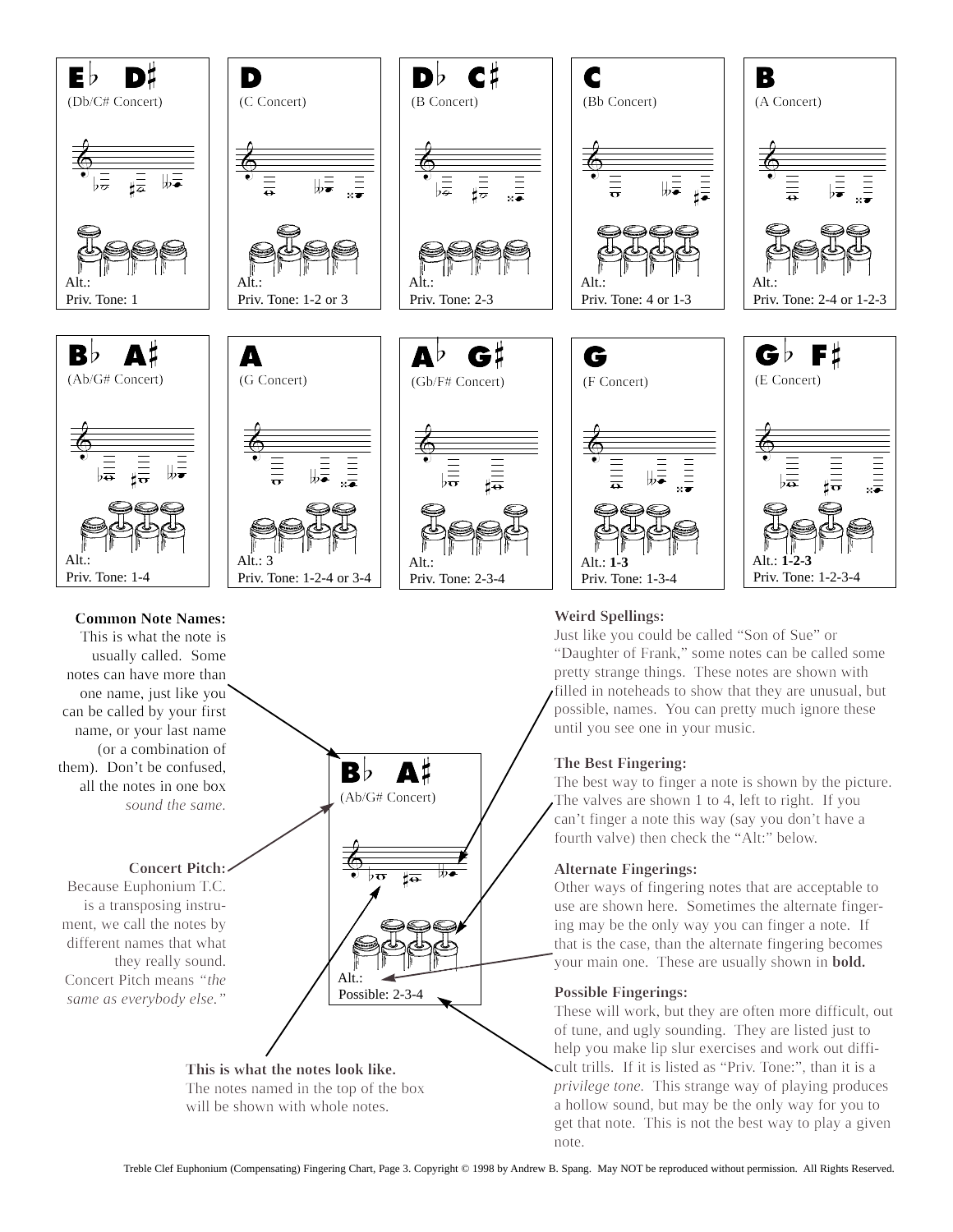### E♭ D♯
(Db/C# Concert)

Alt.:
Priv. Tone: 1

### D
(C Concert)

Alt.:
Priv. Tone: 1-2 or 3

### D♭ C♯
(B Concert)

Alt.:
Priv. Tone: 2-3

### C
(Bb Concert)

Alt.:
Priv. Tone: 4 or 1-3

### B
(A Concert)

Alt.:
Priv. Tone: 2-4 or 1-2-3

### B♭ A♯
(Ab/G# Concert)

Alt.:
Priv. Tone: 1-4

### A
(G Concert)

Alt.: 3
Priv. Tone: 1-2-4 or 3-4

### A♭ G♯
(Gb/F# Concert)

Alt.:
Priv. Tone: 2-3-4

### G
(F Concert)

Alt.: **1-3**
Priv. Tone: 1-3-4

### G♭ F♯
(E Concert)

Alt.: **1-2-3**
Priv. Tone: 1-2-3-4

---

**Common Note Names:** This is what the note is usually called. Some notes can have more than one name, just like you can be called by your first name, or your last name (or a combination of them). Don't be confused, all the notes in one box *sound the same.*

**Concert Pitch:** Because Euphonium T.C. is a transposing instrument, we call the notes by different names that what they really sound. Concert Pitch means *"the same as everybody else."*

### B♭ A♯
(Ab/G# Concert)

Alt.:
Possible: 2-3-4

**This is what the notes look like.** The notes named in the top of the box will be shown with whole notes.

**Weird Spellings:** Just like you could be called "Son of Sue" or "Daughter of Frank," some notes can be called some pretty strange things. These notes are shown with filled in noteheads to show that they are unusual, but possible, names. You can pretty much ignore these until you see one in your music.

**The Best Fingering:** The best way to finger a note is shown by the picture. The valves are shown 1 to 4, left to right. If you can't finger a note this way (say you don't have a fourth valve) then check the "Alt:" below.

**Alternate Fingerings:** Other ways of fingering notes that are acceptable to use are shown here. Sometimes the alternate fingering may be the only way you can finger a note. If that is the case, than the alternate fingering becomes your main one. These are usually shown in **bold.**

**Possible Fingerings:** These will work, but they are often more difficult, out of tune, and ugly sounding. They are listed just to help you make lip slur exercises and work out difficult trills. If it is listed as "Priv. Tone:", than it is a *privilege tone.* This strange way of playing produces a hollow sound, but may be the only way for you to get that note. This is not the best way to play a given note.

Treble Clef Euphonium (Compensating) Fingering Chart, Page 3. Copyright © 1998 by Andrew B. Spang. May NOT be reproduced without permission. All Rights Reserved.